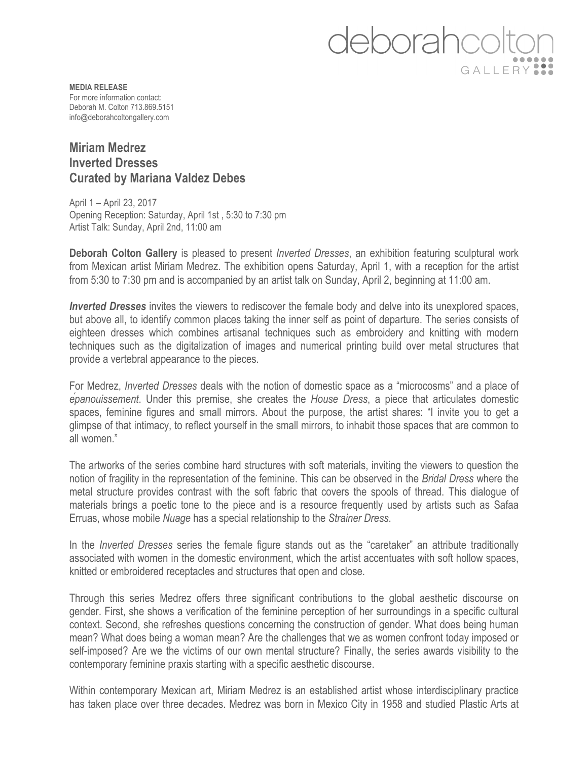deborahcolton GALLERY

**MEDIA RELEASE**
For more information contact:
Deborah M. Colton 713.869.5151
info@deborahcoltongallery.com

## Miriam Medrez
## Inverted Dresses
## Curated by Mariana Valdez Debes

April 1 – April 23, 2017
Opening Reception: Saturday, April 1st , 5:30 to 7:30 pm
Artist Talk: Sunday, April 2nd, 11:00 am

**Deborah Colton Gallery** is pleased to present *Inverted Dresses*, an exhibition featuring sculptural work from Mexican artist Miriam Medrez. The exhibition opens Saturday, April 1, with a reception for the artist from 5:30 to 7:30 pm and is accompanied by an artist talk on Sunday, April 2, beginning at 11:00 am.

***Inverted Dresses*** invites the viewers to rediscover the female body and delve into its unexplored spaces, but above all, to identify common places taking the inner self as point of departure. The series consists of eighteen dresses which combines artisanal techniques such as embroidery and knitting with modern techniques such as the digitalization of images and numerical printing build over metal structures that provide a vertebral appearance to the pieces.

For Medrez, *Inverted Dresses* deals with the notion of domestic space as a "microcosms" and a place of *épanouissement*. Under this premise, she creates the *House Dress*, a piece that articulates domestic spaces, feminine figures and small mirrors. About the purpose, the artist shares: "I invite you to get a glimpse of that intimacy, to reflect yourself in the small mirrors, to inhabit those spaces that are common to all women."

The artworks of the series combine hard structures with soft materials, inviting the viewers to question the notion of fragility in the representation of the feminine. This can be observed in the *Bridal Dress* where the metal structure provides contrast with the soft fabric that covers the spools of thread. This dialogue of materials brings a poetic tone to the piece and is a resource frequently used by artists such as Safaa Erruas, whose mobile *Nuage* has a special relationship to the *Strainer Dress*.

In the *Inverted Dresses* series the female figure stands out as the "caretaker" an attribute traditionally associated with women in the domestic environment, which the artist accentuates with soft hollow spaces, knitted or embroidered receptacles and structures that open and close.

Through this series Medrez offers three significant contributions to the global aesthetic discourse on gender. First, she shows a verification of the feminine perception of her surroundings in a specific cultural context. Second, she refreshes questions concerning the construction of gender. What does being human mean? What does being a woman mean? Are the challenges that we as women confront today imposed or self-imposed? Are we the victims of our own mental structure? Finally, the series awards visibility to the contemporary feminine praxis starting with a specific aesthetic discourse.

Within contemporary Mexican art, Miriam Medrez is an established artist whose interdisciplinary practice has taken place over three decades. Medrez was born in Mexico City in 1958 and studied Plastic Arts at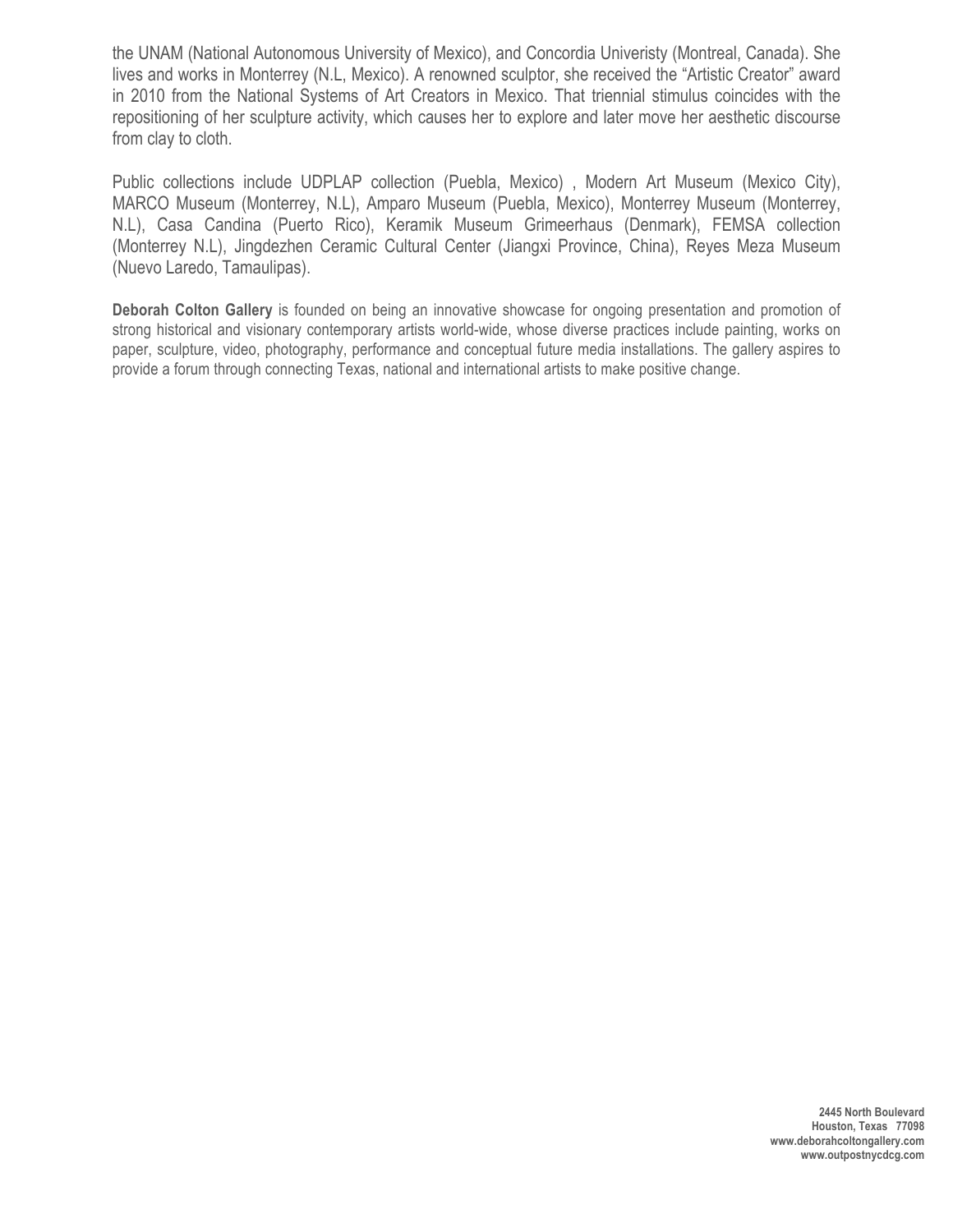the UNAM (National Autonomous University of Mexico), and Concordia Univeristy (Montreal, Canada). She lives and works in Monterrey (N.L, Mexico). A renowned sculptor, she received the “Artistic Creator” award in 2010 from the National Systems of Art Creators in Mexico. That triennial stimulus coincides with the repositioning of her sculpture activity, which causes her to explore and later move her aesthetic discourse from clay to cloth.

Public collections include UDPLAP collection (Puebla, Mexico) , Modern Art Museum (Mexico City), MARCO Museum (Monterrey, N.L), Amparo Museum (Puebla, Mexico), Monterrey Museum (Monterrey, N.L), Casa Candina (Puerto Rico), Keramik Museum Grimeerhaus (Denmark), FEMSA collection (Monterrey N.L), Jingdezhen Ceramic Cultural Center (Jiangxi Province, China), Reyes Meza Museum (Nuevo Laredo, Tamaulipas).

**Deborah Colton Gallery** is founded on being an innovative showcase for ongoing presentation and promotion of strong historical and visionary contemporary artists world-wide, whose diverse practices include painting, works on paper, sculpture, video, photography, performance and conceptual future media installations. The gallery aspires to provide a forum through connecting Texas, national and international artists to make positive change.

**2445 North Boulevard**
**Houston, Texas 77098**
**www.deborahcoltongallery.com**
**www.outpostnycdcg.com**